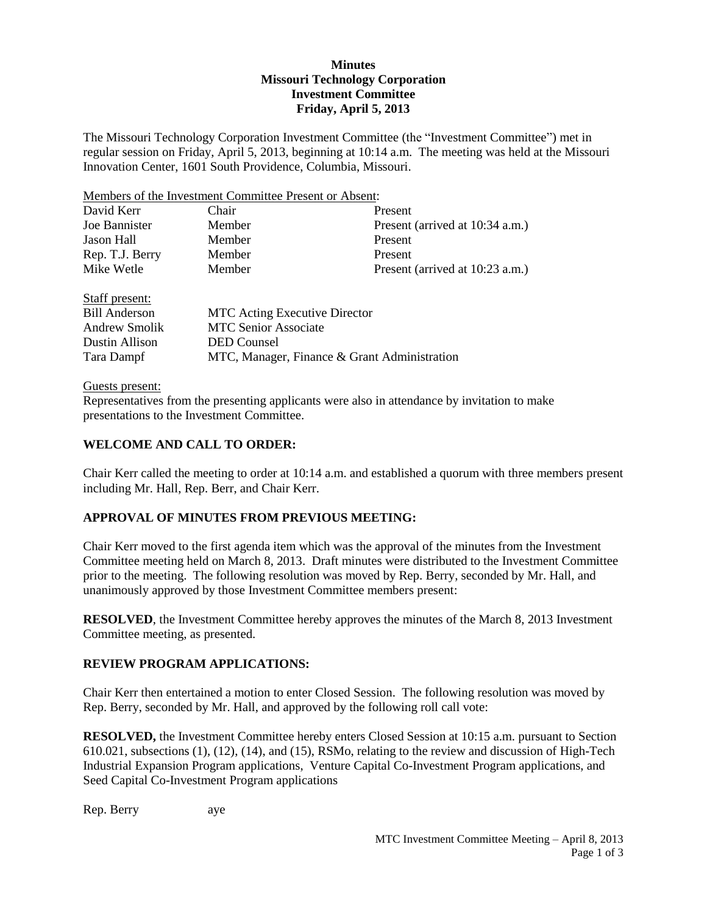# Minutes
## Missouri Technology Corporation
## Investment Committee
## Friday, April 5, 2013

The Missouri Technology Corporation Investment Committee (the "Investment Committee") met in regular session on Friday, April 5, 2013, beginning at 10:14 a.m. The meeting was held at the Missouri Innovation Center, 1601 South Providence, Columbia, Missouri.

Members of the Investment Committee Present or Absent:

| | | |
|---|---|---|
| David Kerr | Chair | Present |
| Joe Bannister | Member | Present (arrived at 10:34 a.m.) |
| Jason Hall | Member | Present |
| Rep. T.J. Berry | Member | Present |
| Mike Wetle | Member | Present (arrived at 10:23 a.m.) |

Staff present:

| | |
|---|---|
| Bill Anderson | MTC Acting Executive Director |
| Andrew Smolik | MTC Senior Associate |
| Dustin Allison | DED Counsel |
| Tara Dampf | MTC, Manager, Finance & Grant Administration |

Guests present:
Representatives from the presenting applicants were also in attendance by invitation to make presentations to the Investment Committee.

### WELCOME AND CALL TO ORDER:

Chair Kerr called the meeting to order at 10:14 a.m. and established a quorum with three members present including Mr. Hall, Rep. Berr, and Chair Kerr.

### APPROVAL OF MINUTES FROM PREVIOUS MEETING:

Chair Kerr moved to the first agenda item which was the approval of the minutes from the Investment Committee meeting held on March 8, 2013. Draft minutes were distributed to the Investment Committee prior to the meeting. The following resolution was moved by Rep. Berry, seconded by Mr. Hall, and unanimously approved by those Investment Committee members present:

**RESOLVED**, the Investment Committee hereby approves the minutes of the March 8, 2013 Investment Committee meeting, as presented.

### REVIEW PROGRAM APPLICATIONS:

Chair Kerr then entertained a motion to enter Closed Session. The following resolution was moved by Rep. Berry, seconded by Mr. Hall, and approved by the following roll call vote:

**RESOLVED,** the Investment Committee hereby enters Closed Session at 10:15 a.m. pursuant to Section 610.021, subsections (1), (12), (14), and (15), RSMo, relating to the review and discussion of High-Tech Industrial Expansion Program applications, Venture Capital Co-Investment Program applications, and Seed Capital Co-Investment Program applications

Rep. Berry aye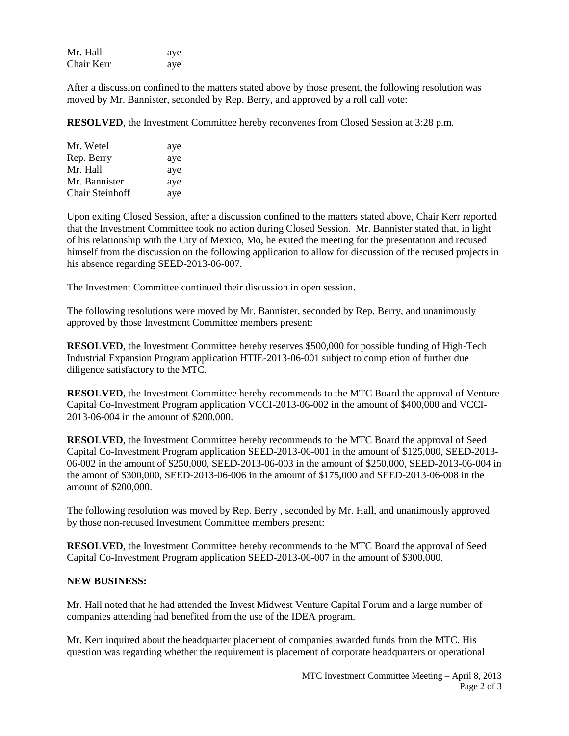| | |
|---|---|
| Mr. Hall | aye |
| Chair Kerr | aye |

After a discussion confined to the matters stated above by those present, the following resolution was moved by Mr. Bannister, seconded by Rep. Berry, and approved by a roll call vote:

**RESOLVED**, the Investment Committee hereby reconvenes from Closed Session at 3:28 p.m.

| | |
|---|---|
| Mr. Wetel | aye |
| Rep. Berry | aye |
| Mr. Hall | aye |
| Mr. Bannister | aye |
| Chair Steinhoff | aye |

Upon exiting Closed Session, after a discussion confined to the matters stated above, Chair Kerr reported that the Investment Committee took no action during Closed Session. Mr. Bannister stated that, in light of his relationship with the City of Mexico, Mo, he exited the meeting for the presentation and recused himself from the discussion on the following application to allow for discussion of the recused projects in his absence regarding SEED-2013-06-007.

The Investment Committee continued their discussion in open session.

The following resolutions were moved by Mr. Bannister, seconded by Rep. Berry, and unanimously approved by those Investment Committee members present:

**RESOLVED**, the Investment Committee hereby reserves $500,000 for possible funding of High-Tech Industrial Expansion Program application HTIE-2013-06-001 subject to completion of further due diligence satisfactory to the MTC.

**RESOLVED**, the Investment Committee hereby recommends to the MTC Board the approval of Venture Capital Co-Investment Program application VCCI-2013-06-002 in the amount of $400,000 and VCCI-2013-06-004 in the amount of $200,000.

**RESOLVED**, the Investment Committee hereby recommends to the MTC Board the approval of Seed Capital Co-Investment Program application SEED-2013-06-001 in the amount of $125,000, SEED-2013-06-002 in the amount of $250,000, SEED-2013-06-003 in the amount of $250,000, SEED-2013-06-004 in the amont of $300,000, SEED-2013-06-006 in the amount of $175,000 and SEED-2013-06-008 in the amount of $200,000.

The following resolution was moved by Rep. Berry , seconded by Mr. Hall, and unanimously approved by those non-recused Investment Committee members present:

**RESOLVED**, the Investment Committee hereby recommends to the MTC Board the approval of Seed Capital Co-Investment Program application SEED-2013-06-007 in the amount of $300,000.

**NEW BUSINESS:**

Mr. Hall noted that he had attended the Invest Midwest Venture Capital Forum and a large number of companies attending had benefited from the use of the IDEA program.

Mr. Kerr inquired about the headquarter placement of companies awarded funds from the MTC. His question was regarding whether the requirement is placement of corporate headquarters or operational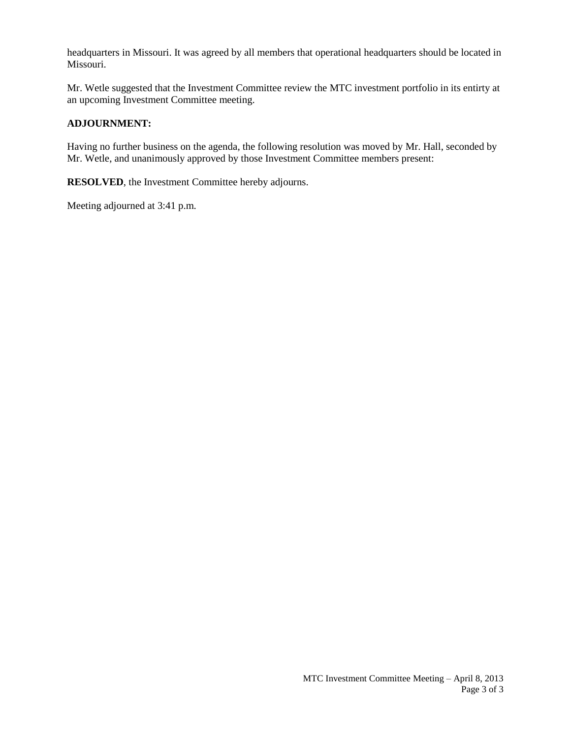headquarters in Missouri. It was agreed by all members that operational headquarters should be located in Missouri.

Mr. Wetle suggested that the Investment Committee review the MTC investment portfolio in its entirty at an upcoming Investment Committee meeting.

**ADJOURNMENT:**

Having no further business on the agenda, the following resolution was moved by Mr. Hall, seconded by Mr. Wetle, and unanimously approved by those Investment Committee members present:

**RESOLVED**, the Investment Committee hereby adjourns.

Meeting adjourned at 3:41 p.m.